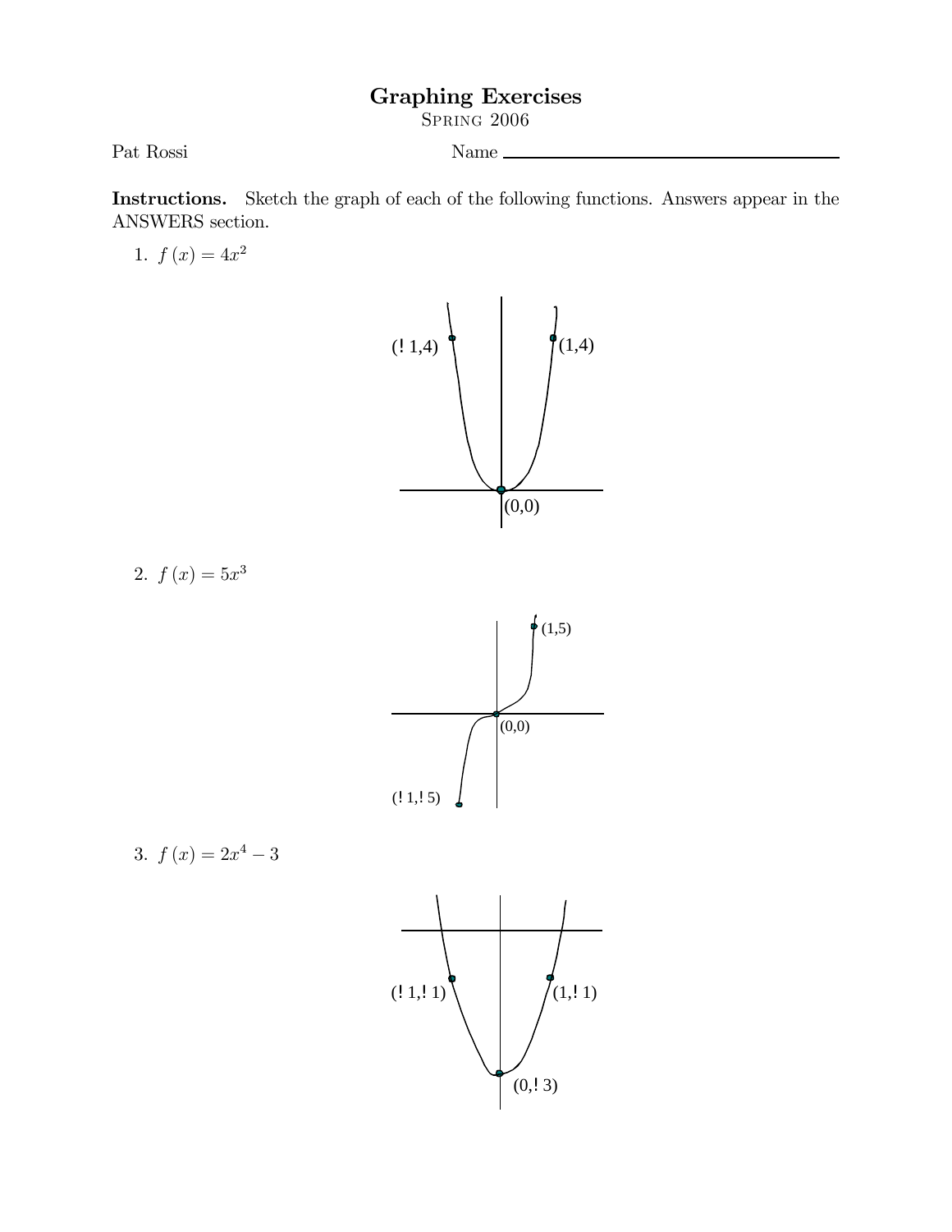# Graphing Exercises

Spring 2006

Pat Rossi

Name ______________________________

**Instructions.** Sketch the graph of each of the following functions. Answers appear in the ANSWERS section.

1. $f(x) = 4x^2$

2. $f(x) = 5x^3$

3. $f(x) = 2x^4 - 3$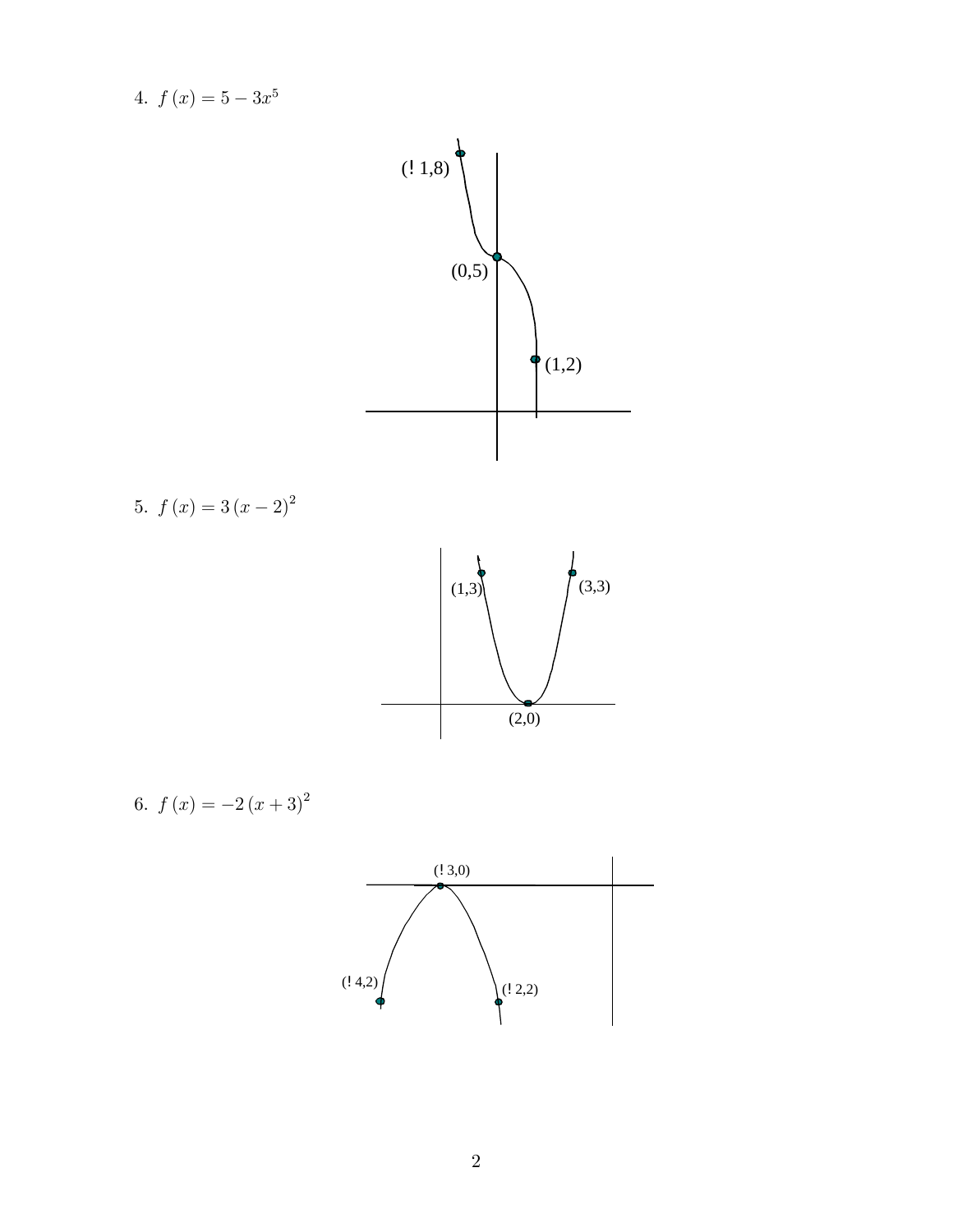4. $f(x) = 5 - 3x^5$

(! 1,8)

(0,5)

(1,2)

5. $f(x) = 3(x-2)^2$

(1,3)

(3,3)

(2,0)

6. $f(x) = -2(x+3)^2$

(! 3,0)

(! 4,2)

(! 2,2)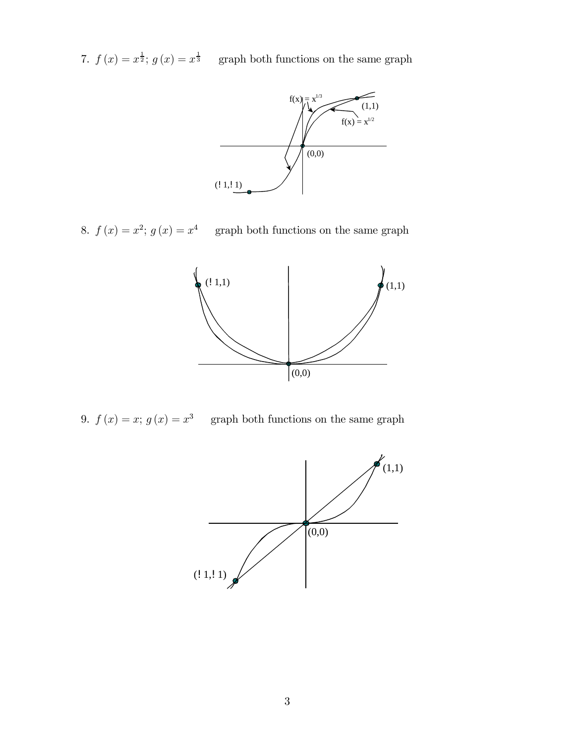7. $f(x) = x^{\frac{1}{2}}$; $g(x) = x^{\frac{1}{3}}$ graph both functions on the same graph

8. $f(x) = x^2$; $g(x) = x^4$ graph both functions on the same graph

9. $f(x) = x$; $g(x) = x^3$ graph both functions on the same graph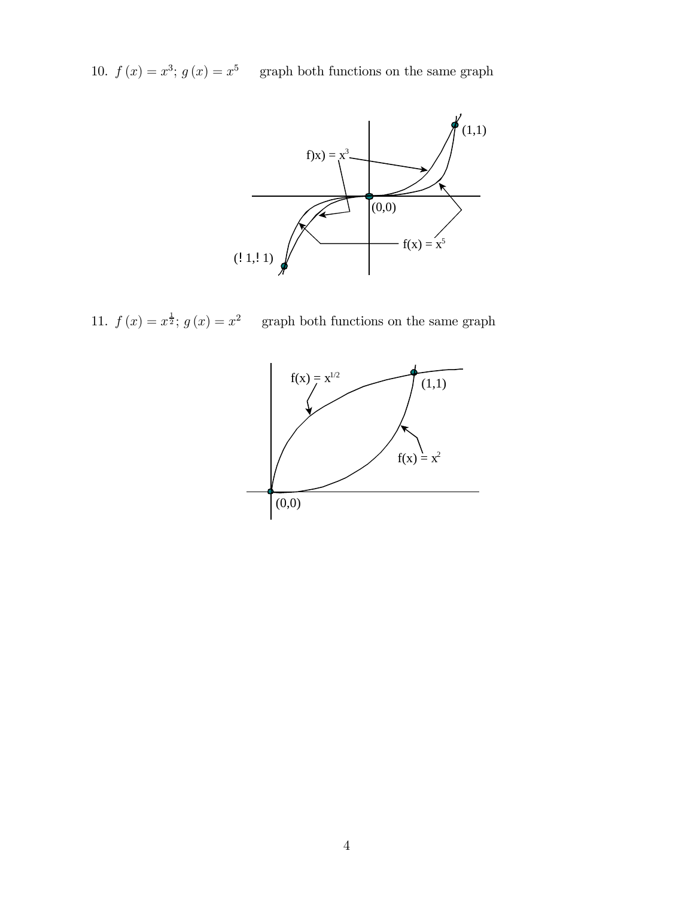10. $f(x) = x^3$; $g(x) = x^5$ graph both functions on the same graph

f)x) = x3

(1,1)

(0,0)

f(x) = x5

(! 1,! 1)

11. $f(x) = x^{\frac{1}{2}}$; $g(x) = x^2$ graph both functions on the same graph

f(x) = x1/2

(1,1)

f(x) = x2

(0,0)